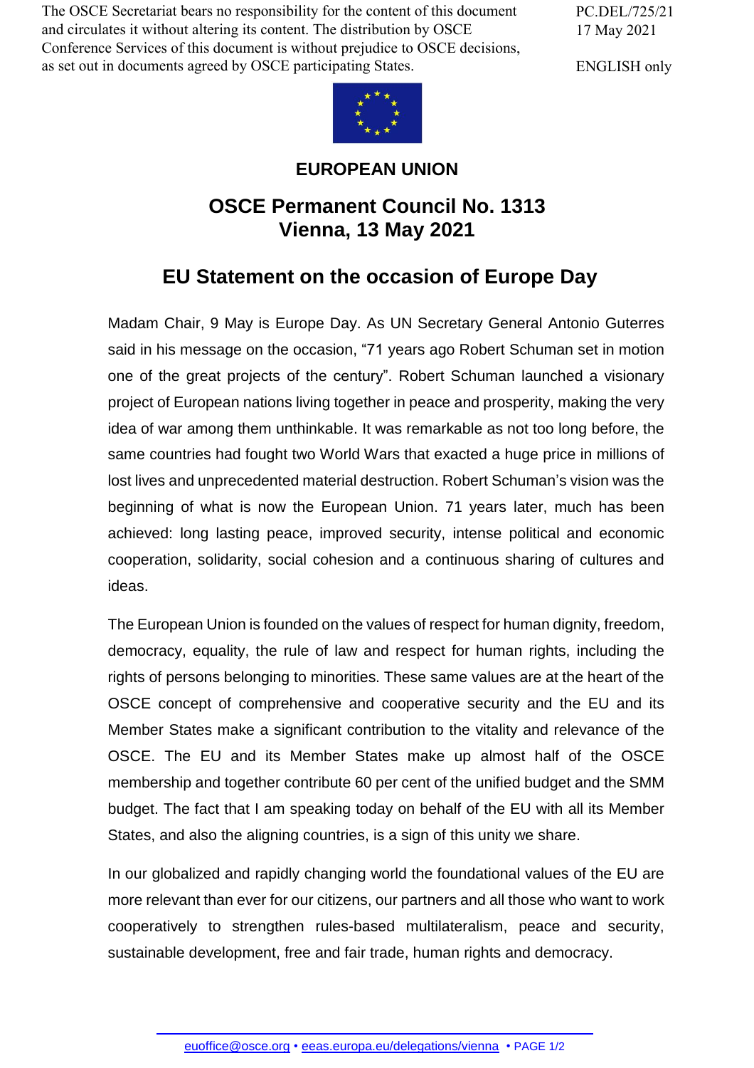The OSCE Secretariat bears no responsibility for the content of this document and circulates it without altering its content. The distribution by OSCE Conference Services of this document is without prejudice to OSCE decisions, as set out in documents agreed by OSCE participating States.

PC.DEL/725/21
17 May 2021

ENGLISH only

**EUROPEAN UNION**

## OSCE Permanent Council No. 1313
## Vienna, 13 May 2021

# EU Statement on the occasion of Europe Day

Madam Chair, 9 May is Europe Day. As UN Secretary General Antonio Guterres said in his message on the occasion, "71 years ago Robert Schuman set in motion one of the great projects of the century". Robert Schuman launched a visionary project of European nations living together in peace and prosperity, making the very idea of war among them unthinkable. It was remarkable as not too long before, the same countries had fought two World Wars that exacted a huge price in millions of lost lives and unprecedented material destruction. Robert Schuman's vision was the beginning of what is now the European Union. 71 years later, much has been achieved: long lasting peace, improved security, intense political and economic cooperation, solidarity, social cohesion and a continuous sharing of cultures and ideas.

The European Union is founded on the values of respect for human dignity, freedom, democracy, equality, the rule of law and respect for human rights, including the rights of persons belonging to minorities. These same values are at the heart of the OSCE concept of comprehensive and cooperative security and the EU and its Member States make a significant contribution to the vitality and relevance of the OSCE. The EU and its Member States make up almost half of the OSCE membership and together contribute 60 per cent of the unified budget and the SMM budget. The fact that I am speaking today on behalf of the EU with all its Member States, and also the aligning countries, is a sign of this unity we share.

In our globalized and rapidly changing world the foundational values of the EU are more relevant than ever for our citizens, our partners and all those who want to work cooperatively to strengthen rules-based multilateralism, peace and security, sustainable development, free and fair trade, human rights and democracy.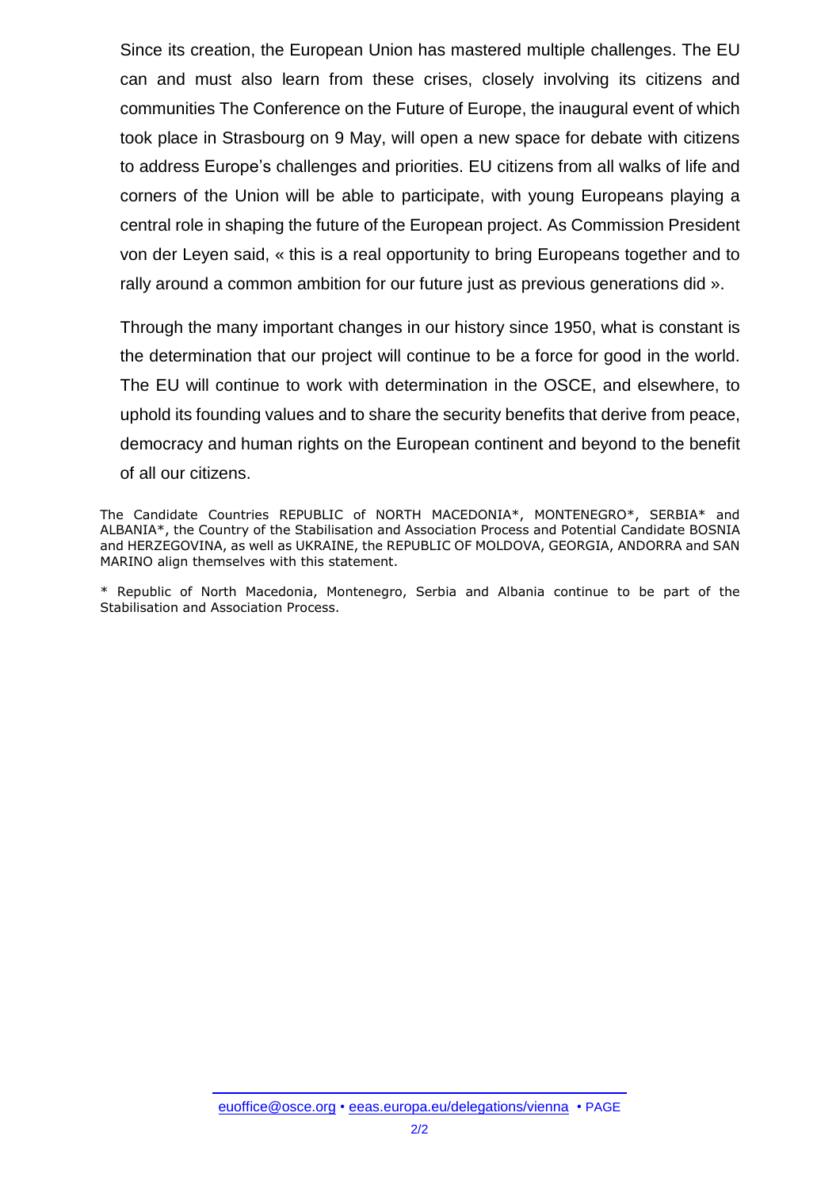Since its creation, the European Union has mastered multiple challenges. The EU can and must also learn from these crises, closely involving its citizens and communities The Conference on the Future of Europe, the inaugural event of which took place in Strasbourg on 9 May, will open a new space for debate with citizens to address Europe's challenges and priorities. EU citizens from all walks of life and corners of the Union will be able to participate, with young Europeans playing a central role in shaping the future of the European project. As Commission President von der Leyen said, « this is a real opportunity to bring Europeans together and to rally around a common ambition for our future just as previous generations did ».

Through the many important changes in our history since 1950, what is constant is the determination that our project will continue to be a force for good in the world. The EU will continue to work with determination in the OSCE, and elsewhere, to uphold its founding values and to share the security benefits that derive from peace, democracy and human rights on the European continent and beyond to the benefit of all our citizens.

The Candidate Countries REPUBLIC of NORTH MACEDONIA*, MONTENEGRO*, SERBIA* and ALBANIA*, the Country of the Stabilisation and Association Process and Potential Candidate BOSNIA and HERZEGOVINA, as well as UKRAINE, the REPUBLIC OF MOLDOVA, GEORGIA, ANDORRA and SAN MARINO align themselves with this statement.

* Republic of North Macedonia, Montenegro, Serbia and Albania continue to be part of the Stabilisation and Association Process.

euoffice@osce.org • eeas.europa.eu/delegations/vienna